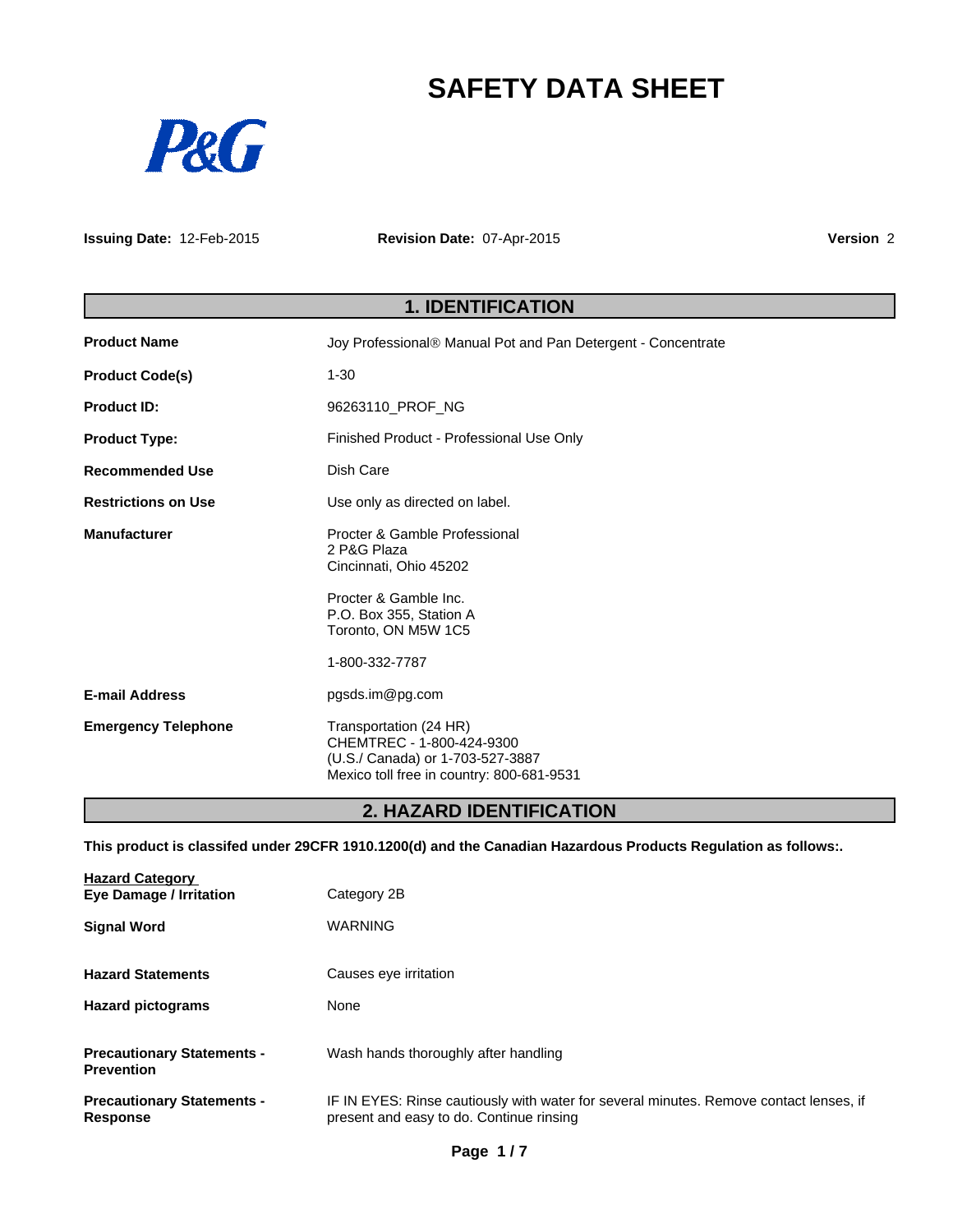# SAFETY DATA SHEET

P&G

**Issuing Date:** 12-Feb-2015 **Revision Date:** 07-Apr-2015 **Version** 2

## 1. IDENTIFICATION

| | |
|---|---|
| **Product Name** | Joy Professional® Manual Pot and Pan Detergent - Concentrate |
| **Product Code(s)** | 1-30 |
| **Product ID:** | 96263110_PROF_NG |
| **Product Type:** | Finished Product - Professional Use Only |
| **Recommended Use** | Dish Care |
| **Restrictions on Use** | Use only as directed on label. |
| **Manufacturer** | Procter & Gamble Professional<br>2 P&G Plaza<br>Cincinnati, Ohio 45202<br><br>Procter & Gamble Inc.<br>P.O. Box 355, Station A<br>Toronto, ON M5W 1C5<br><br>1-800-332-7787 |
| **E-mail Address** | pgsds.im@pg.com |
| **Emergency Telephone** | Transportation (24 HR)<br>CHEMTREC - 1-800-424-9300<br>(U.S./ Canada) or 1-703-527-3887<br>Mexico toll free in country: 800-681-9531 |

## 2. HAZARD IDENTIFICATION

**This product is classifed under 29CFR 1910.1200(d) and the Canadian Hazardous Products Regulation as follows:.**

| | |
|---|---|
| **Hazard Category**<br>**Eye Damage / Irritation** | Category 2B |
| **Signal Word** | WARNING |
| **Hazard Statements** | Causes eye irritation |
| **Hazard pictograms** | None |
| **Precautionary Statements - Prevention** | Wash hands thoroughly after handling |
| **Precautionary Statements - Response** | IF IN EYES: Rinse cautiously with water for several minutes. Remove contact lenses, if present and easy to do. Continue rinsing |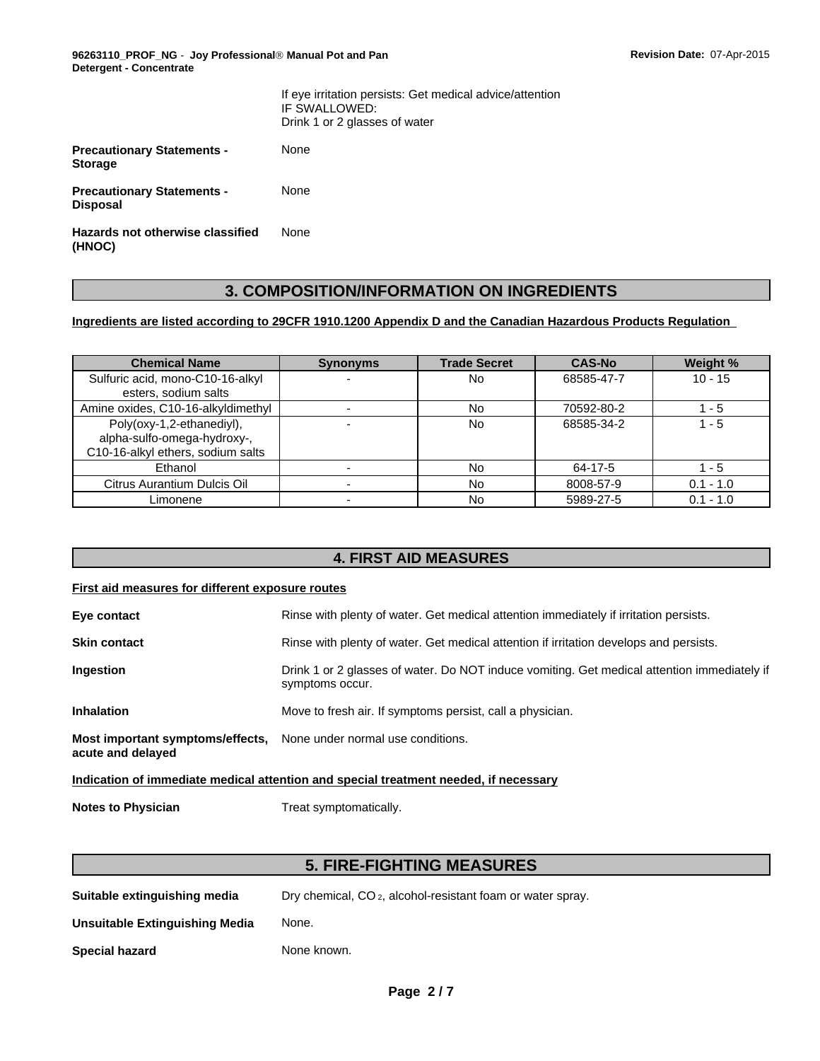If eye irritation persists: Get medical advice/attention
IF SWALLOWED:
Drink 1 or 2 glasses of water

**Precautionary Statements - Storage** None

**Precautionary Statements - Disposal** None

**Hazards not otherwise classified (HNOC)** None

## 3. COMPOSITION/INFORMATION ON INGREDIENTS

**Ingredients are listed according to 29CFR 1910.1200 Appendix D and the Canadian Hazardous Products Regulation**

| Chemical Name | Synonyms | Trade Secret | CAS-No | Weight % |
|---|---|---|---|---|
| Sulfuric acid, mono-C10-16-alkyl esters, sodium salts | - | No | 68585-47-7 | 10 - 15 |
| Amine oxides, C10-16-alkyldimethyl | - | No | 70592-80-2 | 1 - 5 |
| Poly(oxy-1,2-ethanediyl), alpha-sulfo-omega-hydroxy-, C10-16-alkyl ethers, sodium salts | - | No | 68585-34-2 | 1 - 5 |
| Ethanol | - | No | 64-17-5 | 1 - 5 |
| Citrus Aurantium Dulcis Oil | - | No | 8008-57-9 | 0.1 - 1.0 |
| Limonene | - | No | 5989-27-5 | 0.1 - 1.0 |

## 4. FIRST AID MEASURES

**First aid measures for different exposure routes**

**Eye contact** Rinse with plenty of water. Get medical attention immediately if irritation persists.

**Skin contact** Rinse with plenty of water. Get medical attention if irritation develops and persists.

**Ingestion** Drink 1 or 2 glasses of water. Do NOT induce vomiting. Get medical attention immediately if symptoms occur.

**Inhalation** Move to fresh air. If symptoms persist, call a physician.

**Most important symptoms/effects, acute and delayed** None under normal use conditions.

**Indication of immediate medical attention and special treatment needed, if necessary**

**Notes to Physician** Treat symptomatically.

## 5. FIRE-FIGHTING MEASURES

**Suitable extinguishing media** Dry chemical, $CO_2$, alcohol-resistant foam or water spray.

**Unsuitable Extinguishing Media** None.

**Special hazard** None known.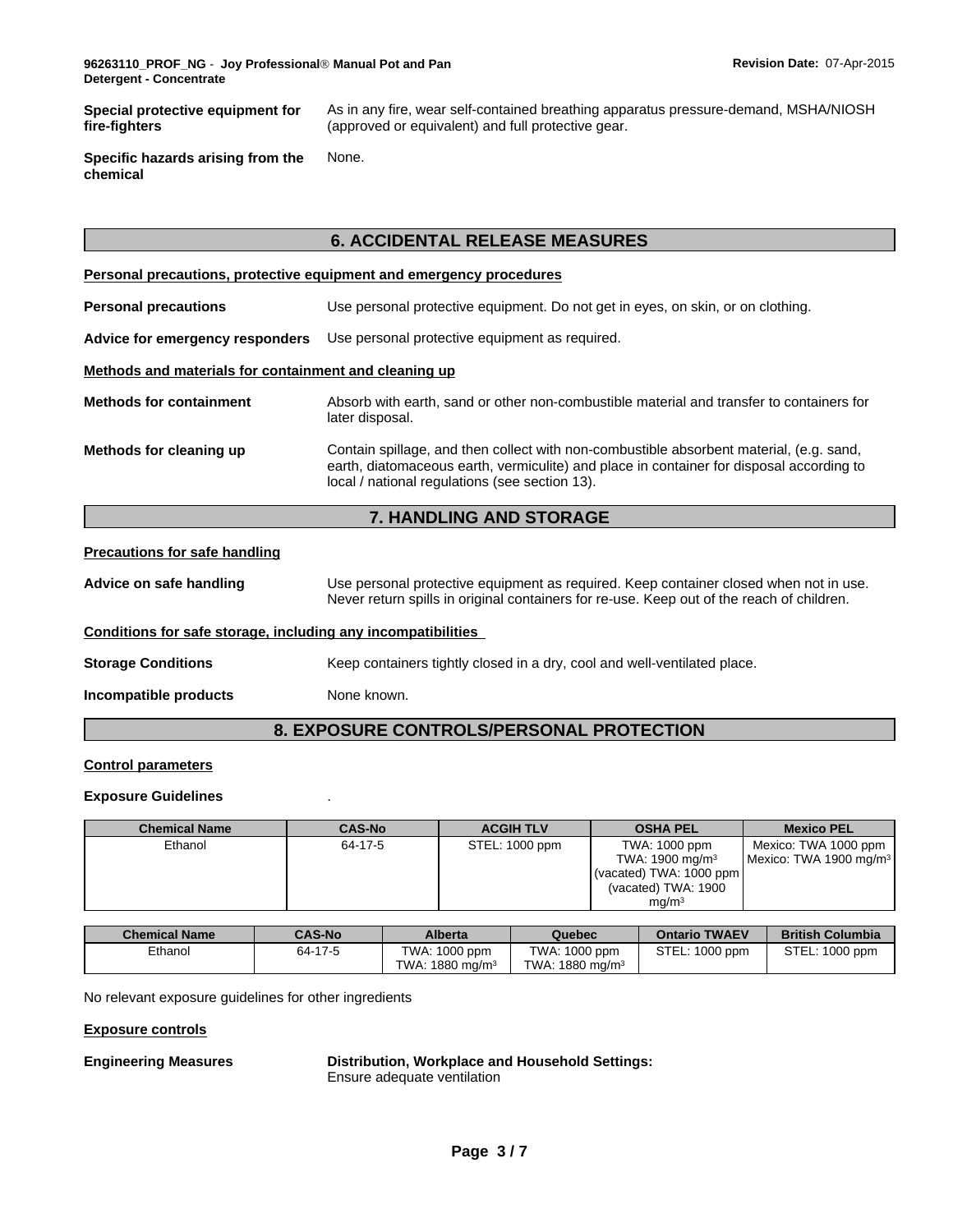**Special protective equipment for fire-fighters**: As in any fire, wear self-contained breathing apparatus pressure-demand, MSHA/NIOSH (approved or equivalent) and full protective gear.

**Specific hazards arising from the chemical**: None.

## 6. ACCIDENTAL RELEASE MEASURES

**Personal precautions, protective equipment and emergency procedures**

**Personal precautions**: Use personal protective equipment. Do not get in eyes, on skin, or on clothing.

**Advice for emergency responders**: Use personal protective equipment as required.

**Methods and materials for containment and cleaning up**

**Methods for containment**: Absorb with earth, sand or other non-combustible material and transfer to containers for later disposal.

**Methods for cleaning up**: Contain spillage, and then collect with non-combustible absorbent material, (e.g. sand, earth, diatomaceous earth, vermiculite) and place in container for disposal according to local / national regulations (see section 13).

## 7. HANDLING AND STORAGE

**Precautions for safe handling**

**Advice on safe handling**: Use personal protective equipment as required. Keep container closed when not in use. Never return spills in original containers for re-use. Keep out of the reach of children.

**Conditions for safe storage, including any incompatibilities**

**Storage Conditions**: Keep containers tightly closed in a dry, cool and well-ventilated place.

**Incompatible products**: None known.

## 8. EXPOSURE CONTROLS/PERSONAL PROTECTION

**Control parameters**

**Exposure Guidelines** .

| Chemical Name | CAS-No | ACGIH TLV | OSHA PEL | Mexico PEL |
|---|---|---|---|---|
| Ethanol | 64-17-5 | STEL: 1000 ppm | TWA: 1000 ppm<br>TWA: 1900 mg/m³<br>(vacated) TWA: 1000 ppm<br>(vacated) TWA: 1900 mg/m³ | Mexico: TWA 1000 ppm<br>Mexico: TWA 1900 mg/m³ |

| Chemical Name | CAS-No | Alberta | Quebec | Ontario TWAEV | British Columbia |
|---|---|---|---|---|---|
| Ethanol | 64-17-5 | TWA: 1000 ppm<br>TWA: 1880 mg/m³ | TWA: 1000 ppm<br>TWA: 1880 mg/m³ | STEL: 1000 ppm | STEL: 1000 ppm |

No relevant exposure guidelines for other ingredients

**Exposure controls**

**Engineering Measures**: **Distribution, Workplace and Household Settings:**
Ensure adequate ventilation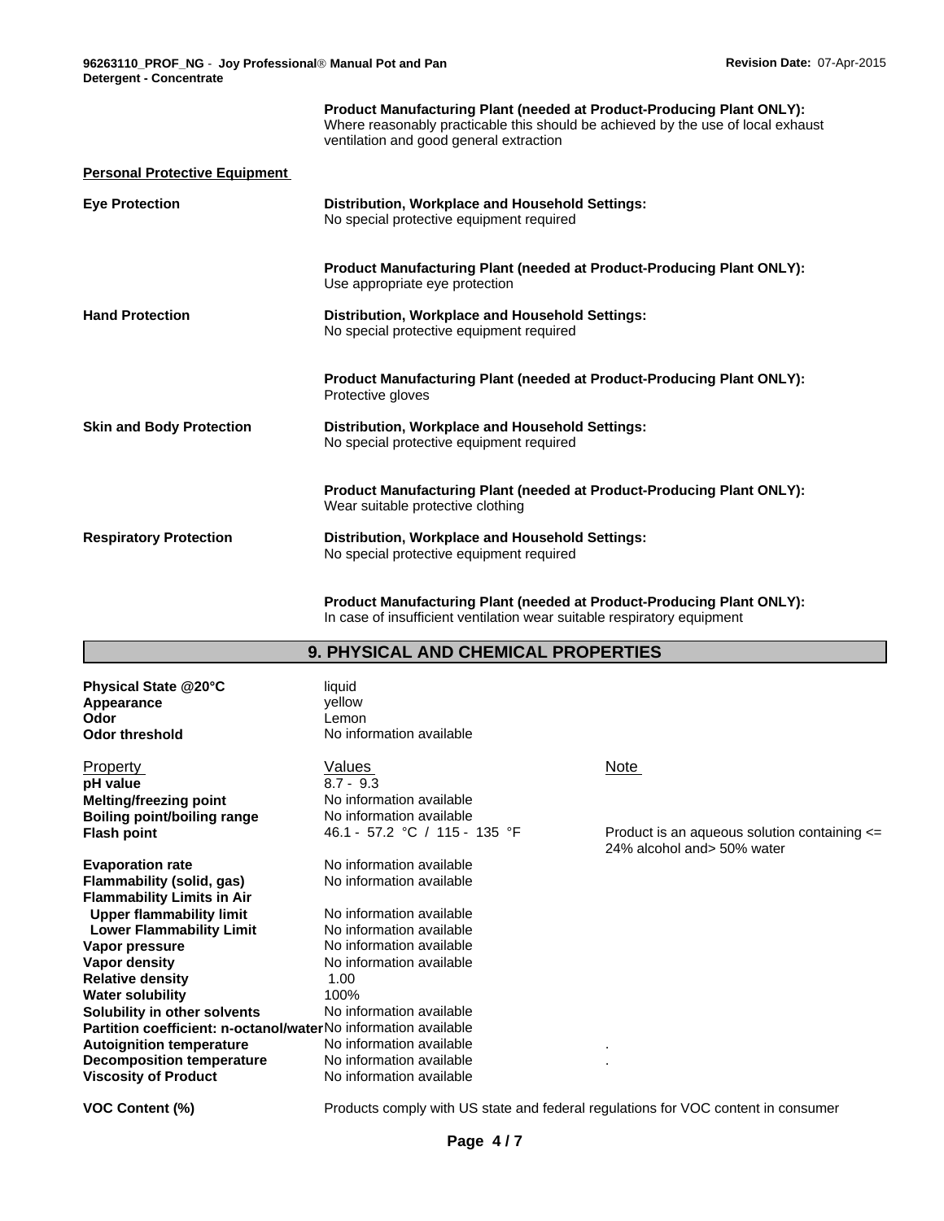**Product Manufacturing Plant (needed at Product-Producing Plant ONLY):**
Where reasonably practicable this should be achieved by the use of local exhaust ventilation and good general extraction

**Personal Protective Equipment**

| | |
|---|---|
| **Eye Protection** | **Distribution, Workplace and Household Settings:**<br>No special protective equipment required |
| | **Product Manufacturing Plant (needed at Product-Producing Plant ONLY):**<br>Use appropriate eye protection |
| **Hand Protection** | **Distribution, Workplace and Household Settings:**<br>No special protective equipment required |
| | **Product Manufacturing Plant (needed at Product-Producing Plant ONLY):**<br>Protective gloves |
| **Skin and Body Protection** | **Distribution, Workplace and Household Settings:**<br>No special protective equipment required |
| | **Product Manufacturing Plant (needed at Product-Producing Plant ONLY):**<br>Wear suitable protective clothing |
| **Respiratory Protection** | **Distribution, Workplace and Household Settings:**<br>No special protective equipment required |
| | **Product Manufacturing Plant (needed at Product-Producing Plant ONLY):**<br>In case of insufficient ventilation wear suitable respiratory equipment |

## 9. PHYSICAL AND CHEMICAL PROPERTIES

| | |
|---|---|
| **Physical State @20°C** | liquid |
| **Appearance** | yellow |
| **Odor** | Lemon |
| **Odor threshold** | No information available |

| Property | Values | Note |
|---|---|---|
| **pH value** | 8.7 - 9.3 | |
| **Melting/freezing point** | No information available | |
| **Boiling point/boiling range** | No information available | |
| **Flash point** | 46.1 - 57.2 °C / 115 - 135 °F | Product is an aqueous solution containing <= 24% alcohol and> 50% water |
| **Evaporation rate** | No information available | |
| **Flammability (solid, gas)** | No information available | |
| **Flammability Limits in Air** | | |
| **Upper flammability limit** | No information available | |
| **Lower Flammability Limit** | No information available | |
| **Vapor pressure** | No information available | |
| **Vapor density** | No information available | |
| **Relative density** | 1.00 | |
| **Water solubility** | 100% | |
| **Solubility in other solvents** | No information available | |
| **Partition coefficient: n-octanol/water** | No information available | |
| **Autoignition temperature** | No information available | . |
| **Decomposition temperature** | No information available | . |
| **Viscosity of Product** | No information available | |

**VOC Content (%)** Products comply with US state and federal regulations for VOC content in consumer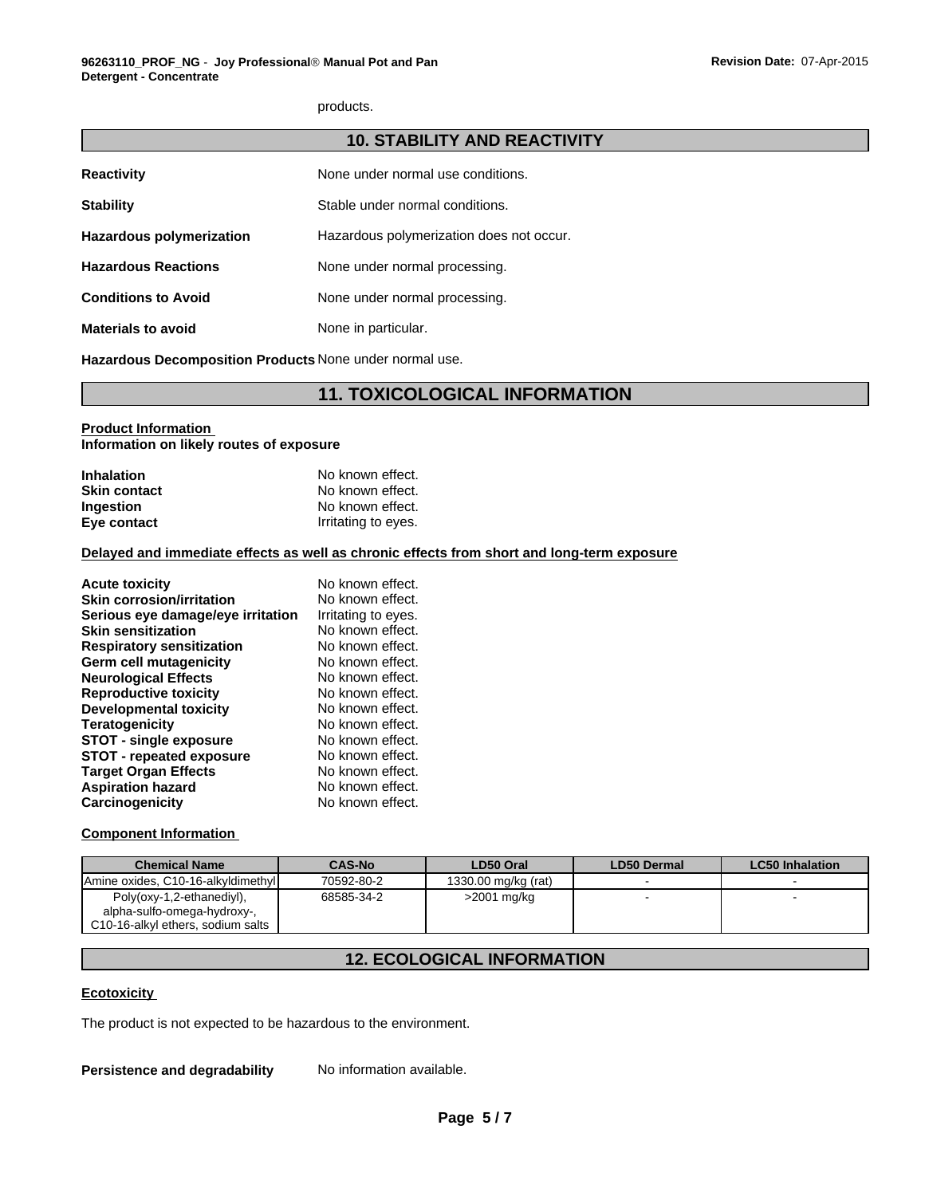products.

## 10. STABILITY AND REACTIVITY

**Reactivity** None under normal use conditions.

**Stability** Stable under normal conditions.

**Hazardous polymerization** Hazardous polymerization does not occur.

**Hazardous Reactions** None under normal processing.

**Conditions to Avoid** None under normal processing.

**Materials to avoid** None in particular.

**Hazardous Decomposition Products** None under normal use.

## 11. TOXICOLOGICAL INFORMATION

**Product Information**
**Information on likely routes of exposure**

**Inhalation** No known effect.
**Skin contact** No known effect.
**Ingestion** No known effect.
**Eye contact** Irritating to eyes.

**Delayed and immediate effects as well as chronic effects from short and long-term exposure**

**Acute toxicity** No known effect.
**Skin corrosion/irritation** No known effect.
**Serious eye damage/eye irritation** Irritating to eyes.
**Skin sensitization** No known effect.
**Respiratory sensitization** No known effect.
**Germ cell mutagenicity** No known effect.
**Neurological Effects** No known effect.
**Reproductive toxicity** No known effect.
**Developmental toxicity** No known effect.
**Teratogenicity** No known effect.
**STOT - single exposure** No known effect.
**STOT - repeated exposure** No known effect.
**Target Organ Effects** No known effect.
**Aspiration hazard** No known effect.
**Carcinogenicity** No known effect.

**Component Information**

| Chemical Name | CAS-No | LD50 Oral | LD50 Dermal | LC50 Inhalation |
|---|---|---|---|---|
| Amine oxides, C10-16-alkyldimethyl | 70592-80-2 | 1330.00 mg/kg (rat) | - | - |
| Poly(oxy-1,2-ethanediyl), alpha-sulfo-omega-hydroxy-, C10-16-alkyl ethers, sodium salts | 68585-34-2 | >2001 mg/kg | - | - |

## 12. ECOLOGICAL INFORMATION

**Ecotoxicity**

The product is not expected to be hazardous to the environment.

**Persistence and degradability** No information available.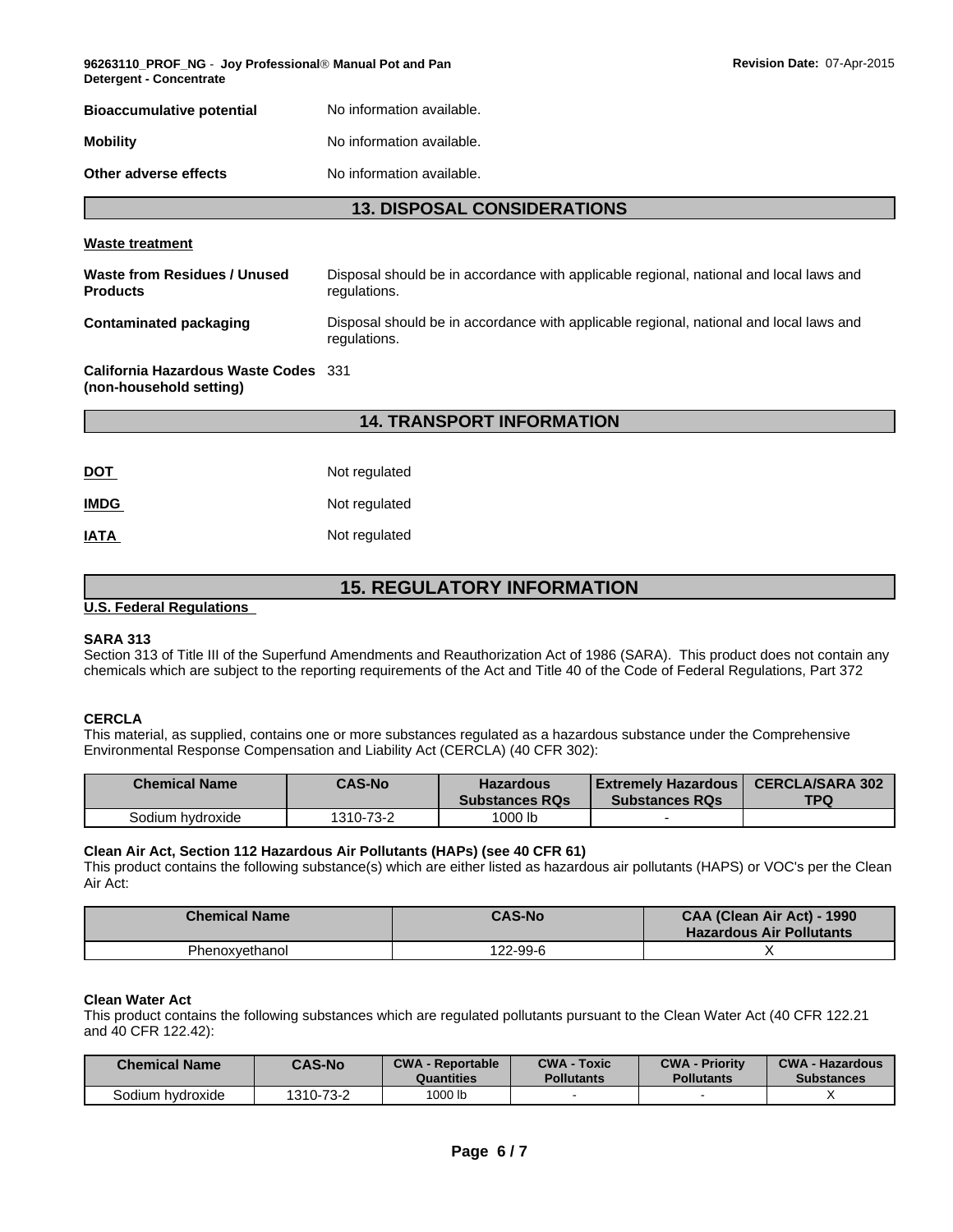| | |
|---|---|
| **Bioaccumulative potential** | No information available. |
| **Mobility** | No information available. |
| **Other adverse effects** | No information available. |

## 13. DISPOSAL CONSIDERATIONS

**Waste treatment**

| | |
|---|---|
| **Waste from Residues / Unused Products** | Disposal should be in accordance with applicable regional, national and local laws and regulations. |
| **Contaminated packaging** | Disposal should be in accordance with applicable regional, national and local laws and regulations. |
| **California Hazardous Waste Codes (non-household setting)** | 331 |

## 14. TRANSPORT INFORMATION

| | |
|---|---|
| **DOT** | Not regulated |
| **IMDG** | Not regulated |
| **IATA** | Not regulated |

## 15. REGULATORY INFORMATION

**U.S. Federal Regulations**

**SARA 313**

Section 313 of Title III of the Superfund Amendments and Reauthorization Act of 1986 (SARA). This product does not contain any chemicals which are subject to the reporting requirements of the Act and Title 40 of the Code of Federal Regulations, Part 372

**CERCLA**

This material, as supplied, contains one or more substances regulated as a hazardous substance under the Comprehensive Environmental Response Compensation and Liability Act (CERCLA) (40 CFR 302):

| Chemical Name | CAS-No | Hazardous Substances RQs | Extremely Hazardous Substances RQs | CERCLA/SARA 302 TPQ |
|---|---|---|---|---|
| Sodium hydroxide | 1310-73-2 | 1000 lb | - | |

**Clean Air Act, Section 112 Hazardous Air Pollutants (HAPs) (see 40 CFR 61)**

This product contains the following substance(s) which are either listed as hazardous air pollutants (HAPS) or VOC's per the Clean Air Act:

| Chemical Name | CAS-No | CAA (Clean Air Act) - 1990 Hazardous Air Pollutants |
|---|---|---|
| Phenoxyethanol | 122-99-6 | X |

**Clean Water Act**

This product contains the following substances which are regulated pollutants pursuant to the Clean Water Act (40 CFR 122.21 and 40 CFR 122.42):

| Chemical Name | CAS-No | CWA - Reportable Quantities | CWA - Toxic Pollutants | CWA - Priority Pollutants | CWA - Hazardous Substances |
|---|---|---|---|---|---|
| Sodium hydroxide | 1310-73-2 | 1000 lb | - | - | X |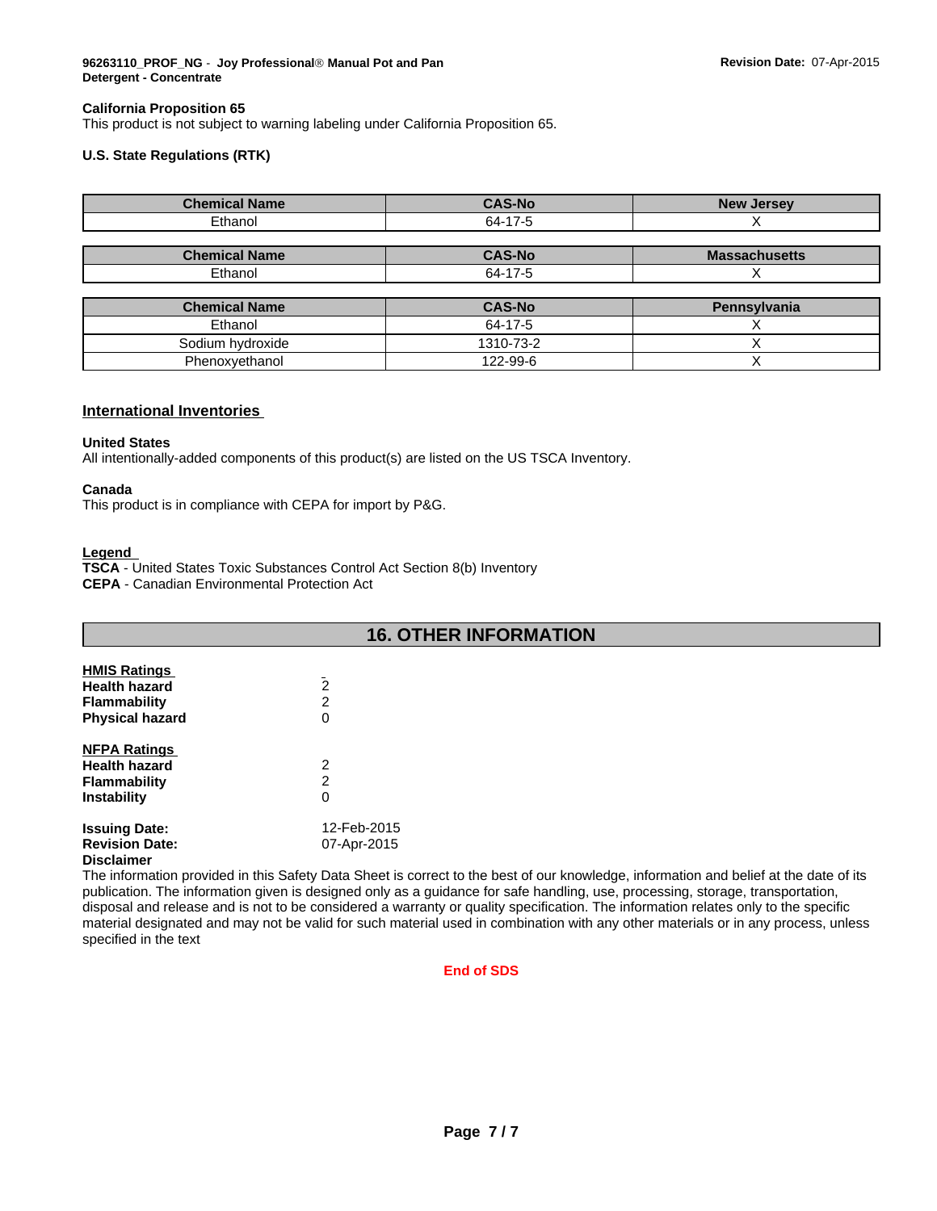### California Proposition 65

This product is not subject to warning labeling under California Proposition 65.

### U.S. State Regulations (RTK)

| Chemical Name | CAS-No | New Jersey |
|---|---|---|
| Ethanol | 64-17-5 | X |

| Chemical Name | CAS-No | Massachusetts |
|---|---|---|
| Ethanol | 64-17-5 | X |

| Chemical Name | CAS-No | Pennsylvania |
|---|---|---|
| Ethanol | 64-17-5 | X |
| Sodium hydroxide | 1310-73-2 | X |
| Phenoxyethanol | 122-99-6 | X |

## International Inventories

**United States**

All intentionally-added components of this product(s) are listed on the US TSCA Inventory.

**Canada**

This product is in compliance with CEPA for import by P&G.

**Legend**

**TSCA** - United States Toxic Substances Control Act Section 8(b) Inventory
**CEPA** - Canadian Environmental Protection Act

## 16. OTHER INFORMATION

**HMIS Ratings**
**Health hazard** 2
**Flammability** 2
**Physical hazard** 0

**NFPA Ratings**
**Health hazard** 2
**Flammability** 2
**Instability** 0

**Issuing Date:** 12-Feb-2015
**Revision Date:** 07-Apr-2015

**Disclaimer**

The information provided in this Safety Data Sheet is correct to the best of our knowledge, information and belief at the date of its publication. The information given is designed only as a guidance for safe handling, use, processing, storage, transportation, disposal and release and is not to be considered a warranty or quality specification. The information relates only to the specific material designated and may not be valid for such material used in combination with any other materials or in any process, unless specified in the text

**End of SDS**